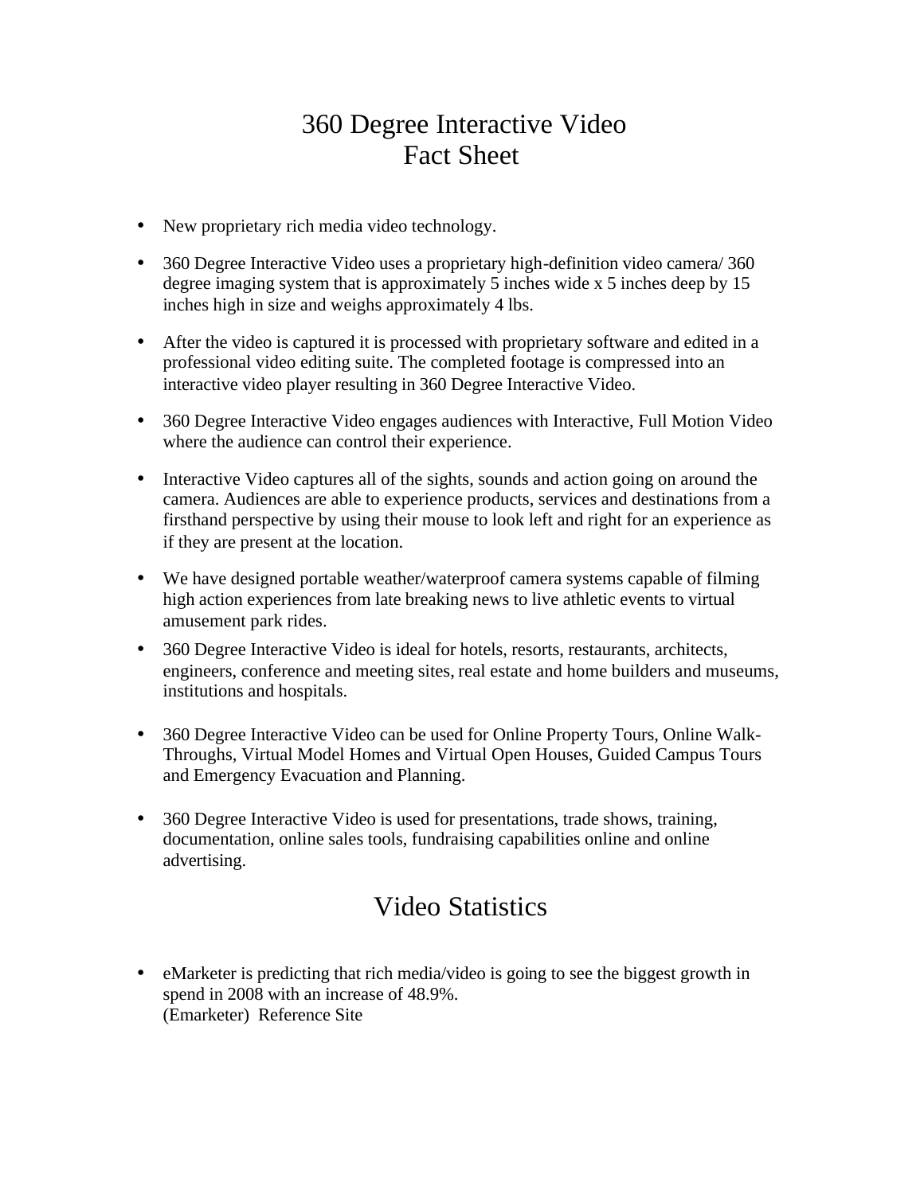# 360 Degree Interactive Video
# Fact Sheet

- New proprietary rich media video technology.
- 360 Degree Interactive Video uses a proprietary high-definition video camera/ 360 degree imaging system that is approximately 5 inches wide x 5 inches deep by 15 inches high in size and weighs approximately 4 lbs.
- After the video is captured it is processed with proprietary software and edited in a professional video editing suite. The completed footage is compressed into an interactive video player resulting in 360 Degree Interactive Video.
- 360 Degree Interactive Video engages audiences with Interactive, Full Motion Video where the audience can control their experience.
- Interactive Video captures all of the sights, sounds and action going on around the camera. Audiences are able to experience products, services and destinations from a firsthand perspective by using their mouse to look left and right for an experience as if they are present at the location.
- We have designed portable weather/waterproof camera systems capable of filming high action experiences from late breaking news to live athletic events to virtual amusement park rides.
- 360 Degree Interactive Video is ideal for hotels, resorts, restaurants, architects, engineers, conference and meeting sites, real estate and home builders and museums, institutions and hospitals.
- 360 Degree Interactive Video can be used for Online Property Tours, Online Walk-Throughs, Virtual Model Homes and Virtual Open Houses, Guided Campus Tours and Emergency Evacuation and Planning.
- 360 Degree Interactive Video is used for presentations, trade shows, training, documentation, online sales tools, fundraising capabilities online and online advertising.

## Video Statistics

- eMarketer is predicting that rich media/video is going to see the biggest growth in spend in 2008 with an increase of 48.9%.
  (Emarketer)  Reference Site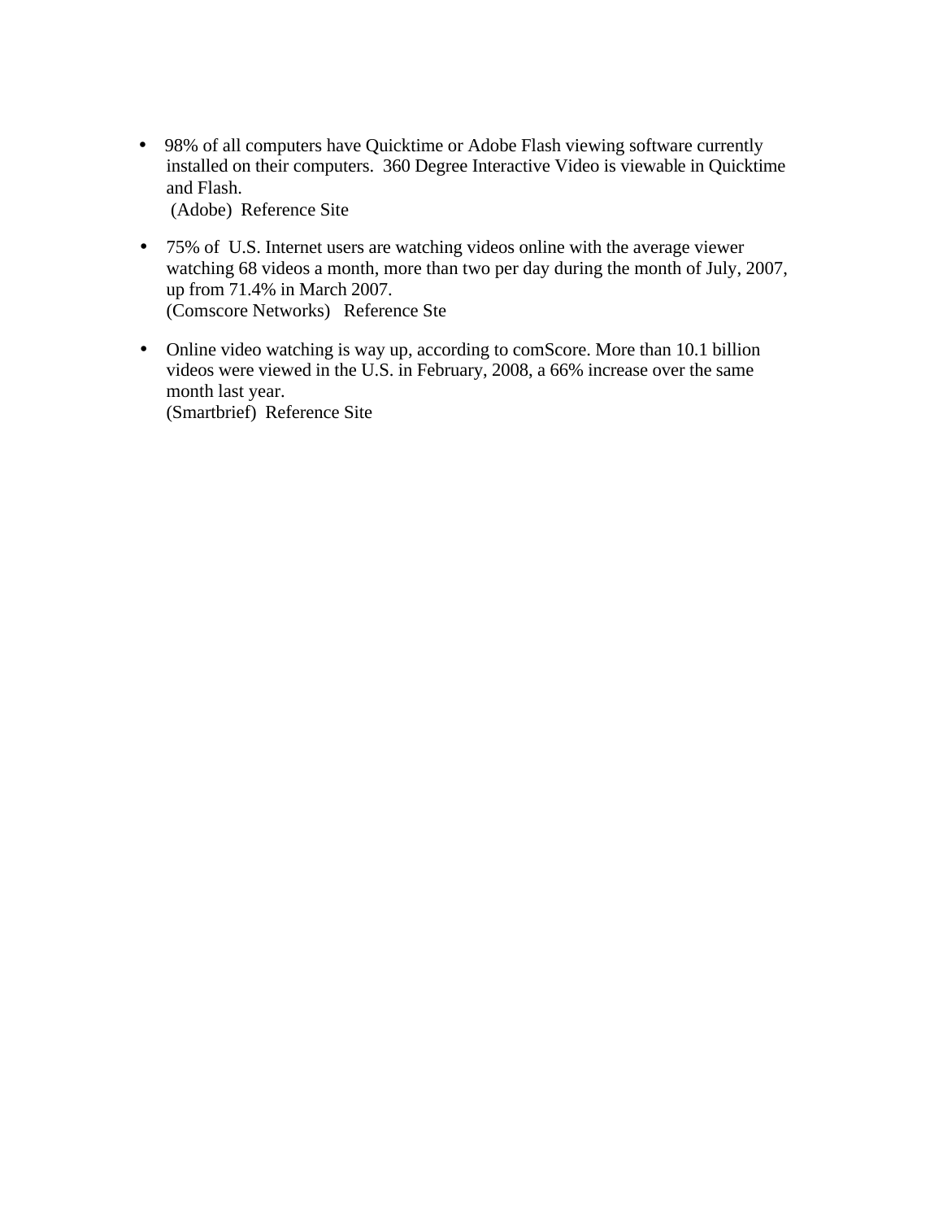- 98% of all computers have Quicktime or Adobe Flash viewing software currently installed on their computers.  360 Degree Interactive Video is viewable in Quicktime and Flash.
  (Adobe)  Reference Site

- 75% of  U.S. Internet users are watching videos online with the average viewer watching 68 videos a month, more than two per day during the month of July, 2007, up from 71.4% in March 2007.
  (Comscore Networks)   Reference Ste

- Online video watching is way up, according to comScore. More than 10.1 billion videos were viewed in the U.S. in February, 2008, a 66% increase over the same month last year.
  (Smartbrief)  Reference Site